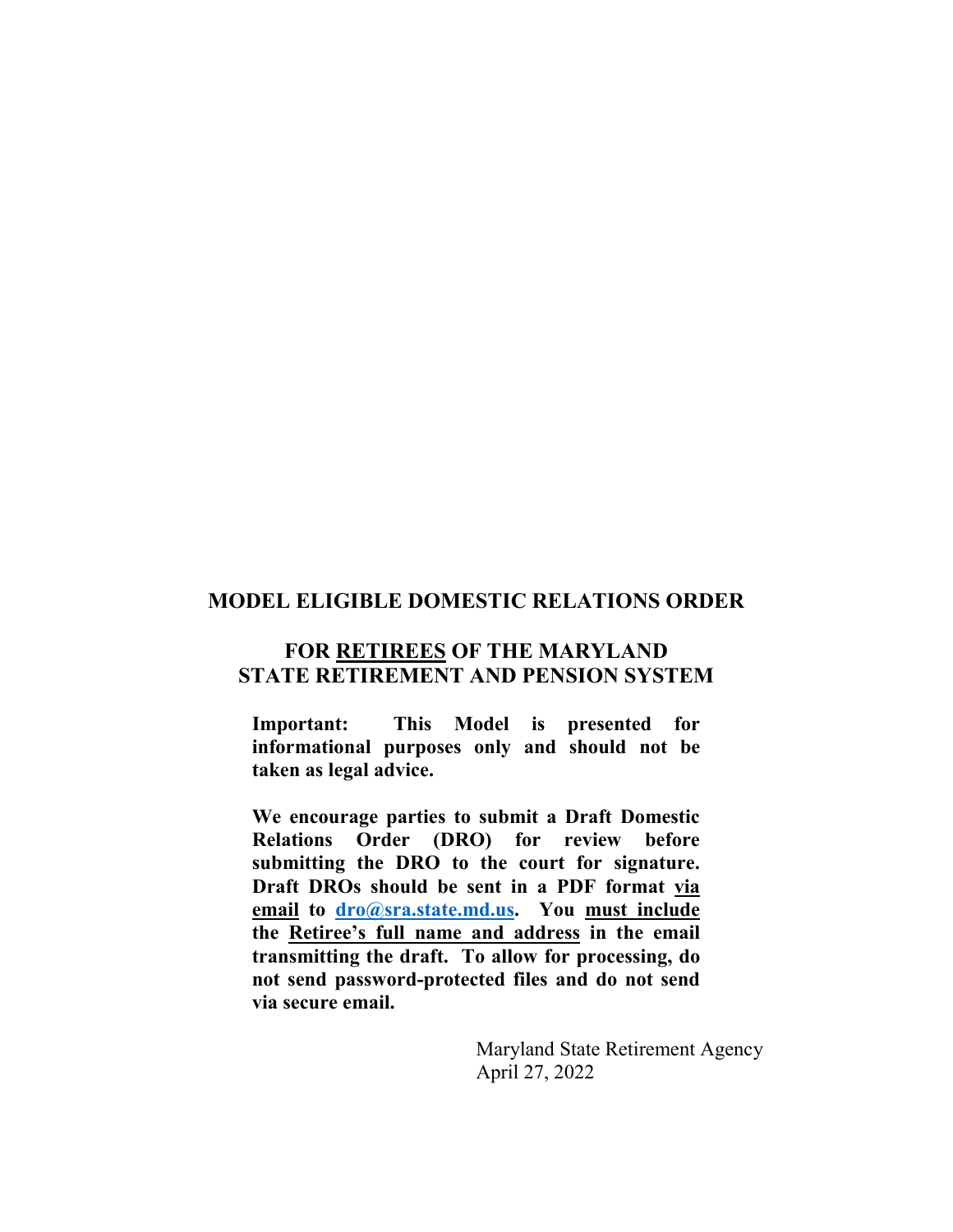# MODEL ELIGIBLE DOMESTIC RELATIONS ORDER

## FOR RETIREES OF THE MARYLAND STATE RETIREMENT AND PENSION SYSTEM

**Important: This Model is presented for informational purposes only and should not be taken as legal advice.**

**We encourage parties to submit a Draft Domestic Relations Order (DRO) for review before submitting the DRO to the court for signature. Draft DROs should be sent in a PDF format via email to dro@sra.state.md.us. You must include the Retiree's full name and address in the email transmitting the draft. To allow for processing, do not send password-protected files and do not send via secure email.**

Maryland State Retirement Agency
April 27, 2022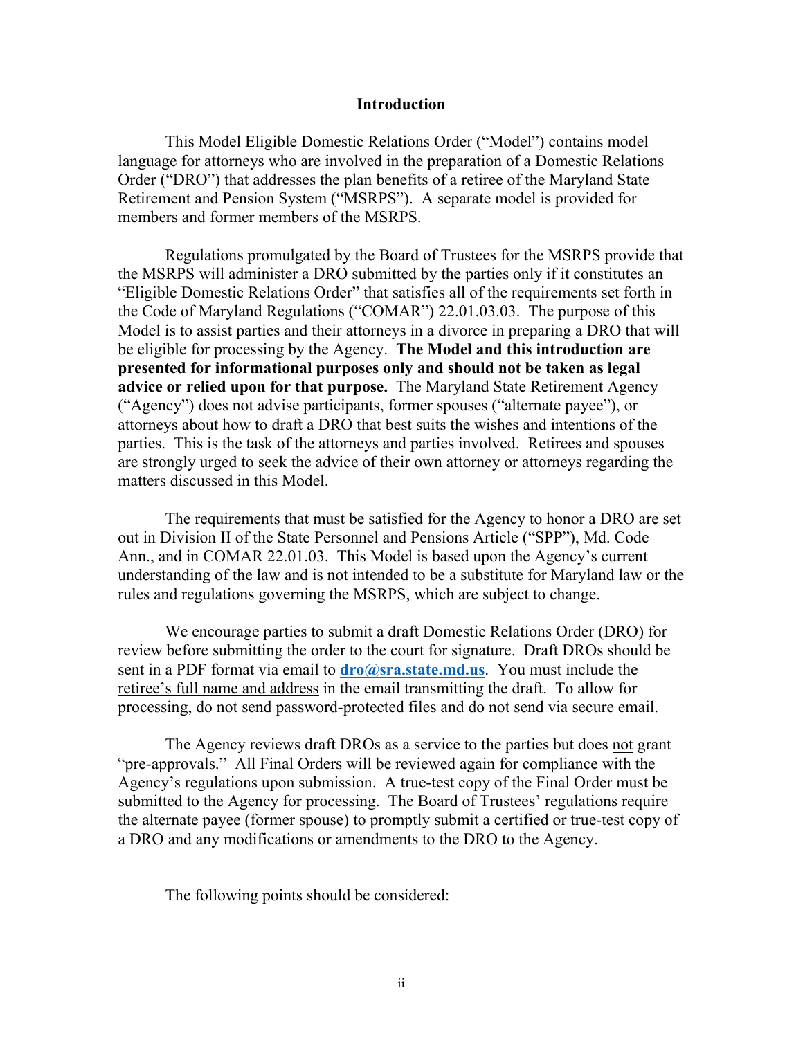## Introduction

This Model Eligible Domestic Relations Order ("Model") contains model language for attorneys who are involved in the preparation of a Domestic Relations Order ("DRO") that addresses the plan benefits of a retiree of the Maryland State Retirement and Pension System ("MSRPS"). A separate model is provided for members and former members of the MSRPS.

Regulations promulgated by the Board of Trustees for the MSRPS provide that the MSRPS will administer a DRO submitted by the parties only if it constitutes an "Eligible Domestic Relations Order" that satisfies all of the requirements set forth in the Code of Maryland Regulations ("COMAR") 22.01.03.03. The purpose of this Model is to assist parties and their attorneys in a divorce in preparing a DRO that will be eligible for processing by the Agency. **The Model and this introduction are presented for informational purposes only and should not be taken as legal advice or relied upon for that purpose.** The Maryland State Retirement Agency ("Agency") does not advise participants, former spouses ("alternate payee"), or attorneys about how to draft a DRO that best suits the wishes and intentions of the parties. This is the task of the attorneys and parties involved. Retirees and spouses are strongly urged to seek the advice of their own attorney or attorneys regarding the matters discussed in this Model.

The requirements that must be satisfied for the Agency to honor a DRO are set out in Division II of the State Personnel and Pensions Article ("SPP"), Md. Code Ann., and in COMAR 22.01.03. This Model is based upon the Agency's current understanding of the law and is not intended to be a substitute for Maryland law or the rules and regulations governing the MSRPS, which are subject to change.

We encourage parties to submit a draft Domestic Relations Order (DRO) for review before submitting the order to the court for signature. Draft DROs should be sent in a PDF format via email to **dro@sra.state.md.us**. You must include the retiree's full name and address in the email transmitting the draft. To allow for processing, do not send password-protected files and do not send via secure email.

The Agency reviews draft DROs as a service to the parties but does not grant "pre-approvals." All Final Orders will be reviewed again for compliance with the Agency's regulations upon submission. A true-test copy of the Final Order must be submitted to the Agency for processing. The Board of Trustees' regulations require the alternate payee (former spouse) to promptly submit a certified or true-test copy of a DRO and any modifications or amendments to the DRO to the Agency.

The following points should be considered: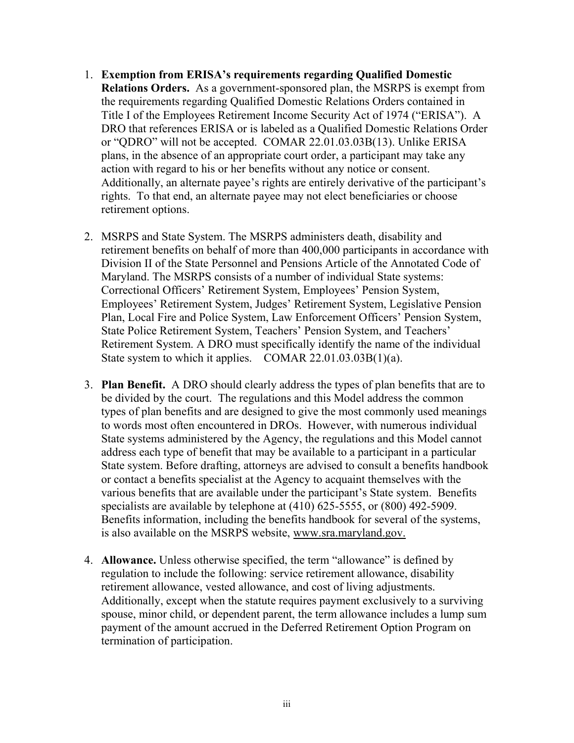1. **Exemption from ERISA's requirements regarding Qualified Domestic Relations Orders.** As a government-sponsored plan, the MSRPS is exempt from the requirements regarding Qualified Domestic Relations Orders contained in Title I of the Employees Retirement Income Security Act of 1974 ("ERISA"). A DRO that references ERISA or is labeled as a Qualified Domestic Relations Order or "QDRO" will not be accepted. COMAR 22.01.03.03B(13). Unlike ERISA plans, in the absence of an appropriate court order, a participant may take any action with regard to his or her benefits without any notice or consent. Additionally, an alternate payee's rights are entirely derivative of the participant's rights. To that end, an alternate payee may not elect beneficiaries or choose retirement options.

2. MSRPS and State System. The MSRPS administers death, disability and retirement benefits on behalf of more than 400,000 participants in accordance with Division II of the State Personnel and Pensions Article of the Annotated Code of Maryland. The MSRPS consists of a number of individual State systems: Correctional Officers' Retirement System, Employees' Pension System, Employees' Retirement System, Judges' Retirement System, Legislative Pension Plan, Local Fire and Police System, Law Enforcement Officers' Pension System, State Police Retirement System, Teachers' Pension System, and Teachers' Retirement System. A DRO must specifically identify the name of the individual State system to which it applies. COMAR 22.01.03.03B(1)(a).

3. **Plan Benefit.** A DRO should clearly address the types of plan benefits that are to be divided by the court. The regulations and this Model address the common types of plan benefits and are designed to give the most commonly used meanings to words most often encountered in DROs. However, with numerous individual State systems administered by the Agency, the regulations and this Model cannot address each type of benefit that may be available to a participant in a particular State system. Before drafting, attorneys are advised to consult a benefits handbook or contact a benefits specialist at the Agency to acquaint themselves with the various benefits that are available under the participant's State system. Benefits specialists are available by telephone at (410) 625-5555, or (800) 492-5909. Benefits information, including the benefits handbook for several of the systems, is also available on the MSRPS website, www.sra.maryland.gov.

4. **Allowance.** Unless otherwise specified, the term "allowance" is defined by regulation to include the following: service retirement allowance, disability retirement allowance, vested allowance, and cost of living adjustments. Additionally, except when the statute requires payment exclusively to a surviving spouse, minor child, or dependent parent, the term allowance includes a lump sum payment of the amount accrued in the Deferred Retirement Option Program on termination of participation.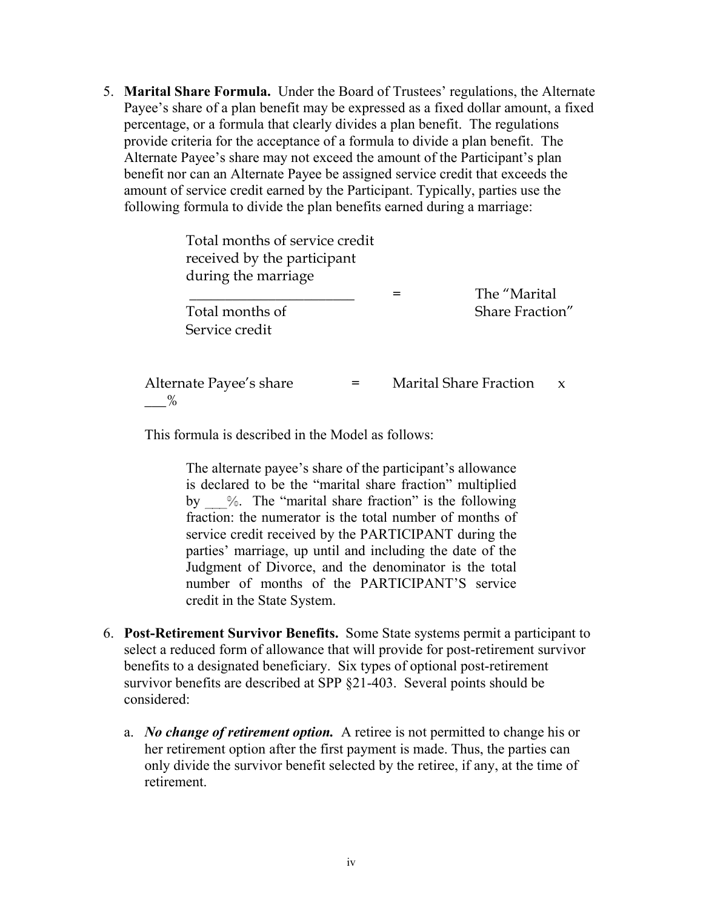5. **Marital Share Formula.** Under the Board of Trustees' regulations, the Alternate Payee's share of a plan benefit may be expressed as a fixed dollar amount, a fixed percentage, or a formula that clearly divides a plan benefit. The regulations provide criteria for the acceptance of a formula to divide a plan benefit. The Alternate Payee's share may not exceed the amount of the Participant's plan benefit nor can an Alternate Payee be assigned service credit that exceeds the amount of service credit earned by the Participant. Typically, parties use the following formula to divide the plan benefits earned during a marriage:

$$\frac{\text{Total months of service credit received by the participant during the marriage}}{\text{Total months of Service credit}} = \text{The "Marital Share Fraction"}$$

$$\text{Alternate Payee's share} = \text{Marital Share Fraction} \times \underline{\quad}\%$$

This formula is described in the Model as follows:

> The alternate payee's share of the participant's allowance is declared to be the "marital share fraction" multiplied by ___%. The "marital share fraction" is the following fraction: the numerator is the total number of months of service credit received by the PARTICIPANT during the parties' marriage, up until and including the date of the Judgment of Divorce, and the denominator is the total number of months of the PARTICIPANT'S service credit in the State System.

6. **Post-Retirement Survivor Benefits.** Some State systems permit a participant to select a reduced form of allowance that will provide for post-retirement survivor benefits to a designated beneficiary. Six types of optional post-retirement survivor benefits are described at SPP §21-403. Several points should be considered:

   a. ***No change of retirement option.*** A retiree is not permitted to change his or her retirement option after the first payment is made. Thus, the parties can only divide the survivor benefit selected by the retiree, if any, at the time of retirement.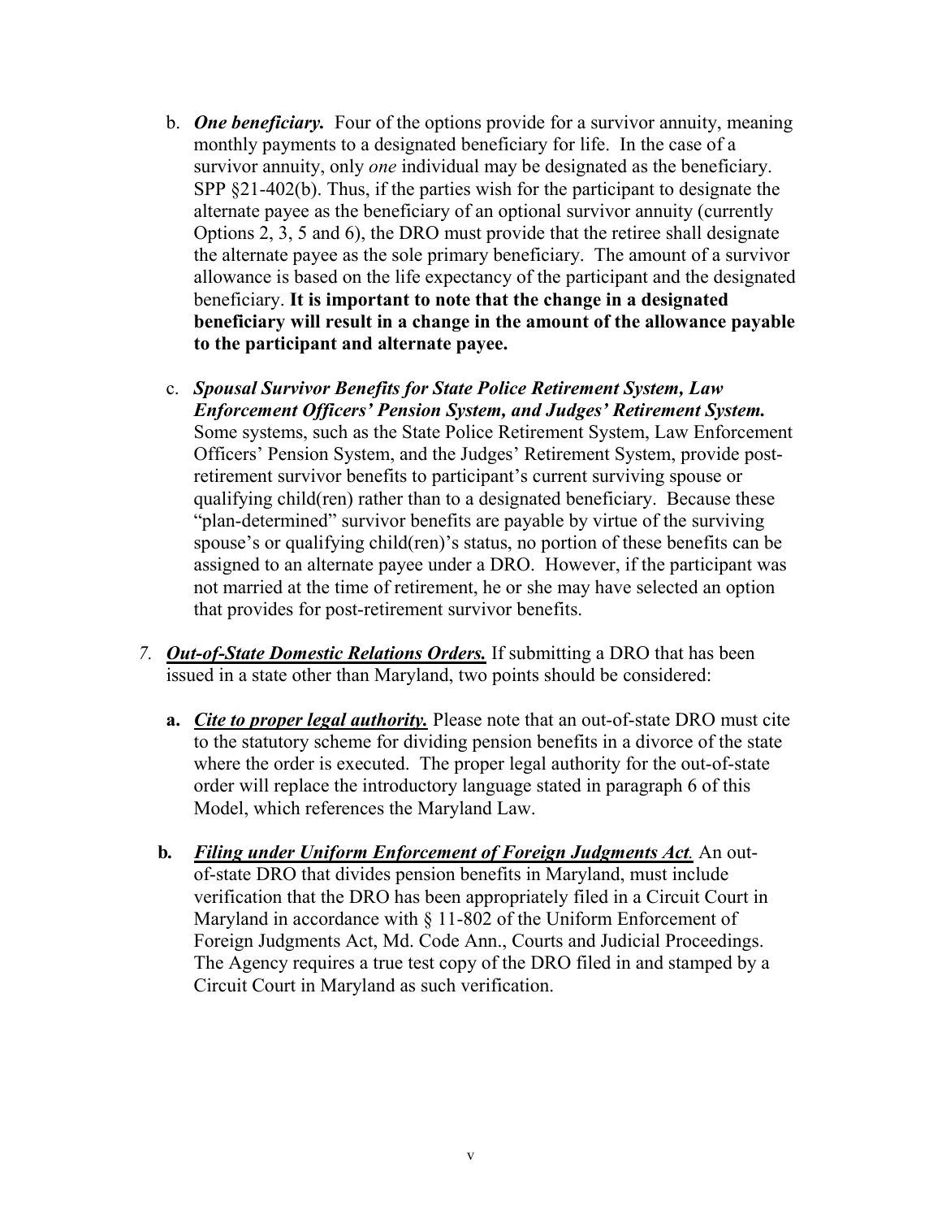b. ***One beneficiary.*** Four of the options provide for a survivor annuity, meaning monthly payments to a designated beneficiary for life. In the case of a survivor annuity, only *one* individual may be designated as the beneficiary. SPP §21-402(b). Thus, if the parties wish for the participant to designate the alternate payee as the beneficiary of an optional survivor annuity (currently Options 2, 3, 5 and 6), the DRO must provide that the retiree shall designate the alternate payee as the sole primary beneficiary. The amount of a survivor allowance is based on the life expectancy of the participant and the designated beneficiary. **It is important to note that the change in a designated beneficiary will result in a change in the amount of the allowance payable to the participant and alternate payee.**

c. ***Spousal Survivor Benefits for State Police Retirement System, Law Enforcement Officers' Pension System, and Judges' Retirement System.*** Some systems, such as the State Police Retirement System, Law Enforcement Officers' Pension System, and the Judges' Retirement System, provide post-retirement survivor benefits to participant's current surviving spouse or qualifying child(ren) rather than to a designated beneficiary. Because these "plan-determined" survivor benefits are payable by virtue of the surviving spouse's or qualifying child(ren)'s status, no portion of these benefits can be assigned to an alternate payee under a DRO. However, if the participant was not married at the time of retirement, he or she may have selected an option that provides for post-retirement survivor benefits.

7. ***Out-of-State Domestic Relations Orders.*** If submitting a DRO that has been issued in a state other than Maryland, two points should be considered:

   **a.** ***Cite to proper legal authority.*** Please note that an out-of-state DRO must cite to the statutory scheme for dividing pension benefits in a divorce of the state where the order is executed. The proper legal authority for the out-of-state order will replace the introductory language stated in paragraph 6 of this Model, which references the Maryland Law.

   **b.** ***Filing under Uniform Enforcement of Foreign Judgments Act.*** An out-of-state DRO that divides pension benefits in Maryland, must include verification that the DRO has been appropriately filed in a Circuit Court in Maryland in accordance with § 11-802 of the Uniform Enforcement of Foreign Judgments Act, Md. Code Ann., Courts and Judicial Proceedings. The Agency requires a true test copy of the DRO filed in and stamped by a Circuit Court in Maryland as such verification.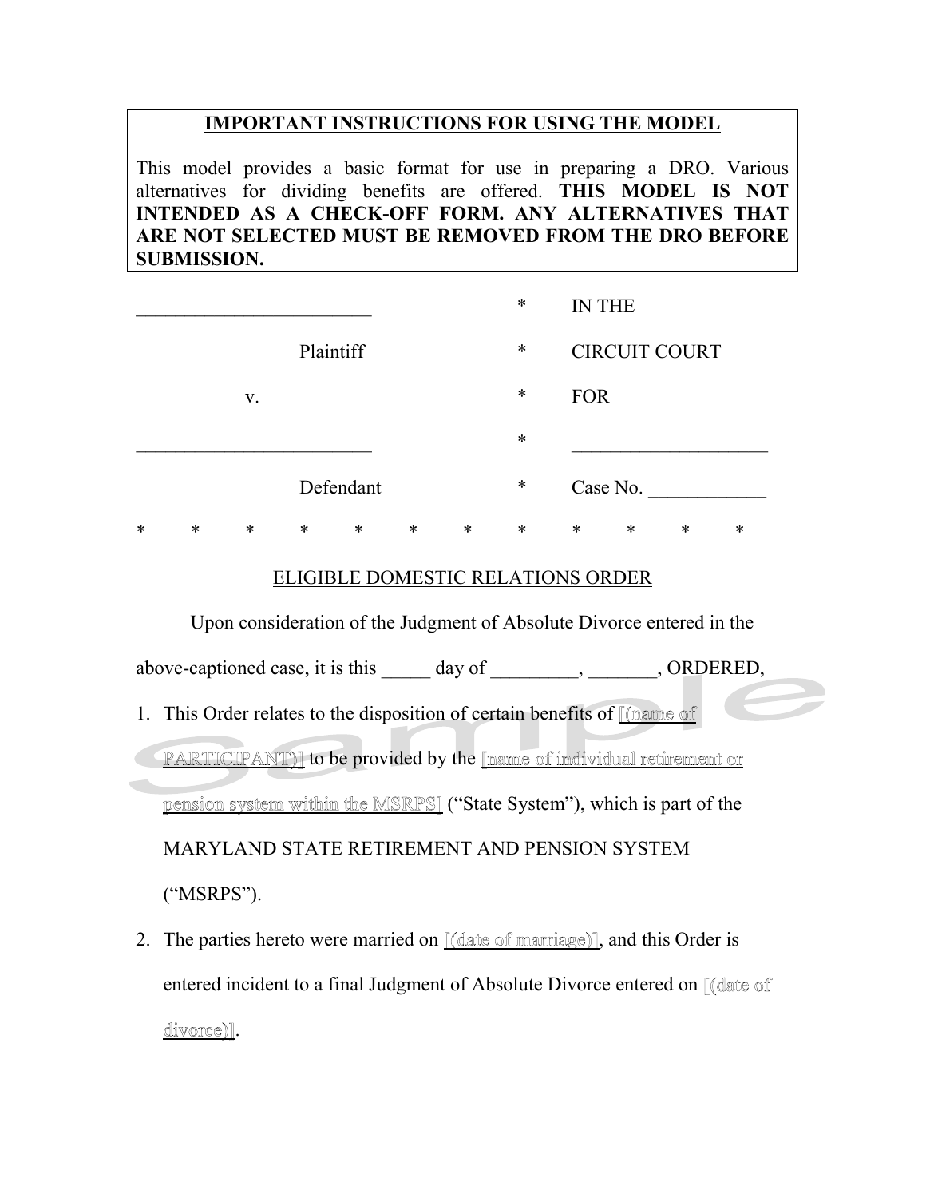**IMPORTANT INSTRUCTIONS FOR USING THE MODEL**

This model provides a basic format for use in preparing a DRO. Various alternatives for dividing benefits are offered. **THIS MODEL IS NOT INTENDED AS A CHECK-OFF FORM. ANY ALTERNATIVES THAT ARE NOT SELECTED MUST BE REMOVED FROM THE DRO BEFORE SUBMISSION.**

| | | |
|---|---|---|
| ________________________ | * | IN THE |
| Plaintiff | * | CIRCUIT COURT |
| v. | * | FOR |
| ________________________ | * | ____________________ |
| Defendant | * | Case No. ____________ |

\* \* \* \* \* \* \* \* \* \* \* \*

ELIGIBLE DOMESTIC RELATIONS ORDER

Upon consideration of the Judgment of Absolute Divorce entered in the above-captioned case, it is this _____ day of _________, _______, ORDERED,

1. This Order relates to the disposition of certain benefits of [(name of PARTICIPANT)] to be provided by the [name of individual retirement or pension system within the MSRPS] ("State System"), which is part of the MARYLAND STATE RETIREMENT AND PENSION SYSTEM ("MSRPS").
2. The parties hereto were married on [(date of marriage)], and this Order is entered incident to a final Judgment of Absolute Divorce entered on [(date of divorce)].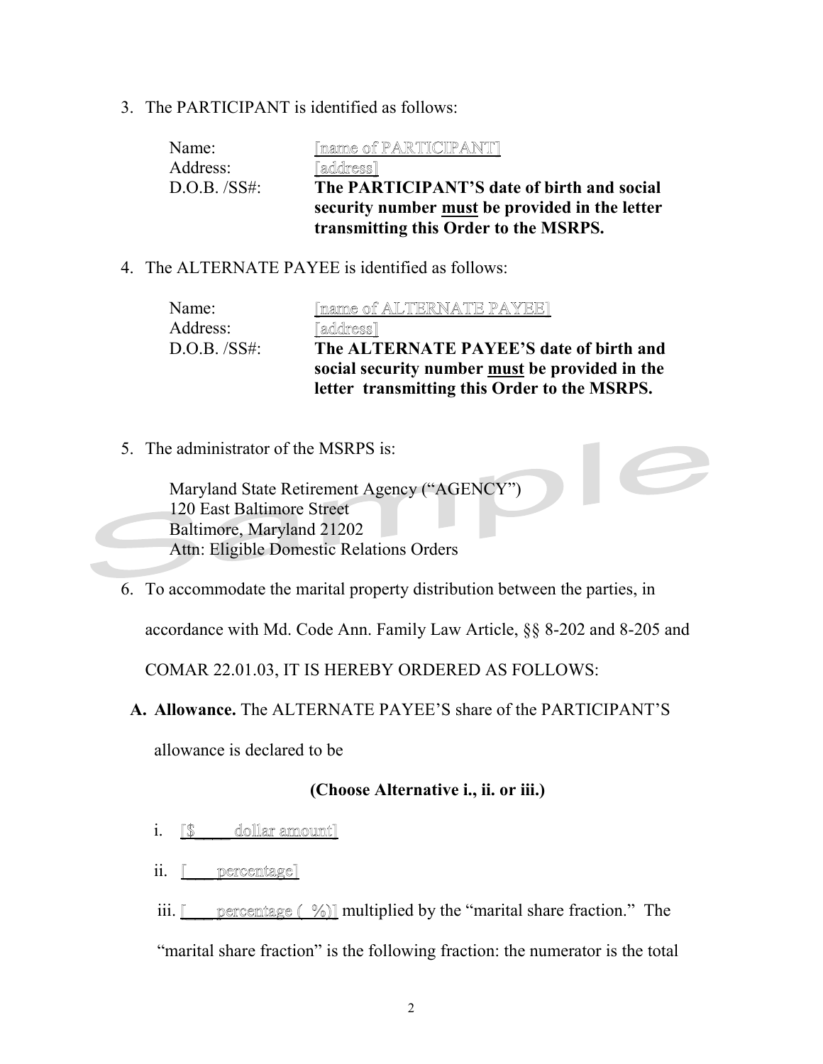3. The PARTICIPANT is identified as follows:

   Name: [name of PARTICIPANT]
   Address: [address]
   D.O.B. /SS#: **The PARTICIPANT'S date of birth and social security number <u>must</u> be provided in the letter transmitting this Order to the MSRPS.**

4. The ALTERNATE PAYEE is identified as follows:

   Name: [name of ALTERNATE PAYEE]
   Address: [address]
   D.O.B. /SS#: **The ALTERNATE PAYEE'S date of birth and social security number <u>must</u> be provided in the letter transmitting this Order to the MSRPS.**

5. The administrator of the MSRPS is:

   Maryland State Retirement Agency ("AGENCY")
   120 East Baltimore Street
   Baltimore, Maryland 21202
   Attn: Eligible Domestic Relations Orders

6. To accommodate the marital property distribution between the parties, in accordance with Md. Code Ann. Family Law Article, §§ 8-202 and 8-205 and COMAR 22.01.03, IT IS HEREBY ORDERED AS FOLLOWS:

   **A. Allowance.** The ALTERNATE PAYEE'S share of the PARTICIPANT'S allowance is declared to be

   **(Choose Alternative i., ii. or iii.)**

   i. [$____ dollar amount]

   ii. [___ percentage]

   iii. [___ percentage (  %)] multiplied by the "marital share fraction." The "marital share fraction" is the following fraction: the numerator is the total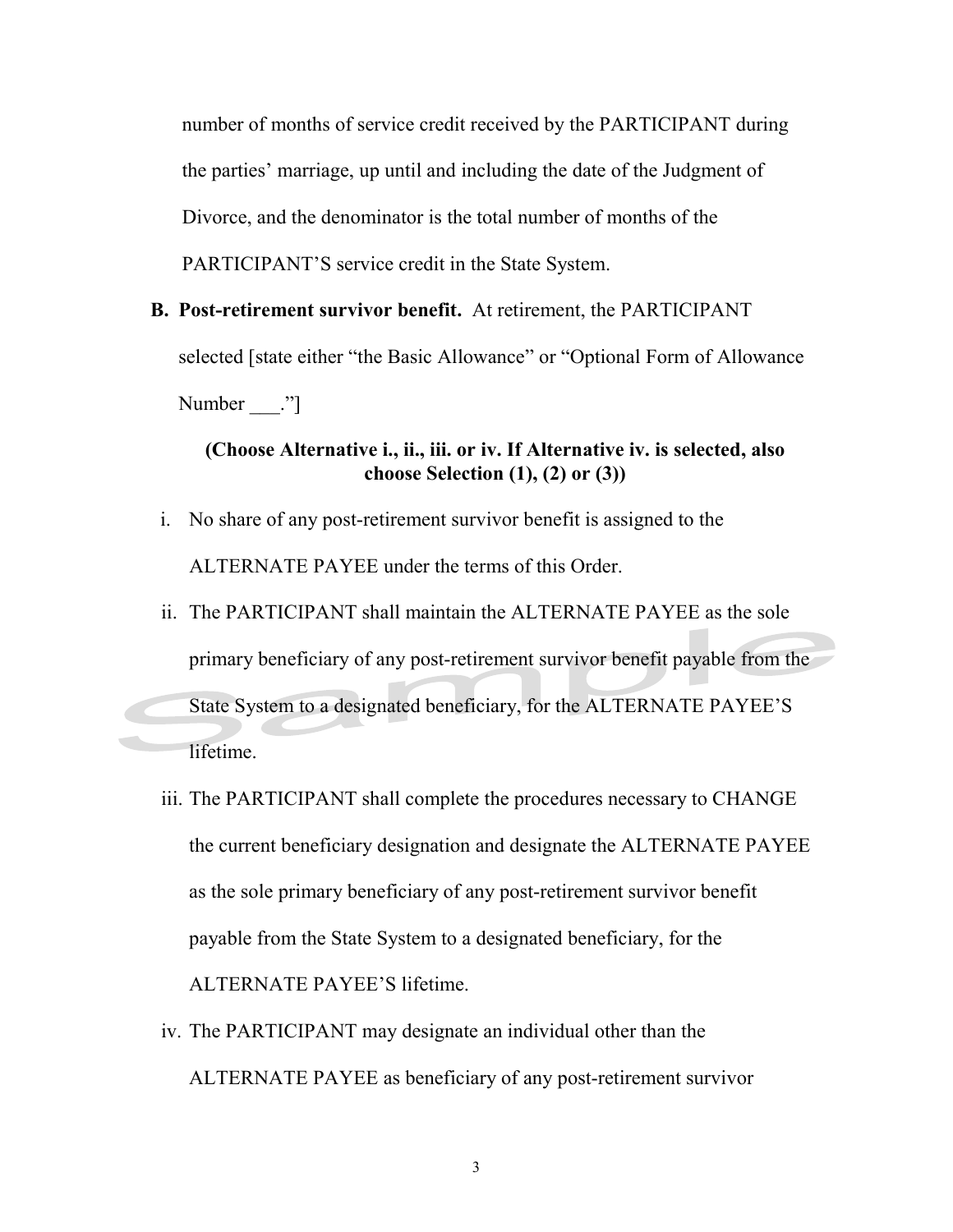number of months of service credit received by the PARTICIPANT during the parties' marriage, up until and including the date of the Judgment of Divorce, and the denominator is the total number of months of the PARTICIPANT'S service credit in the State System.

**B. Post-retirement survivor benefit.** At retirement, the PARTICIPANT selected [state either "the Basic Allowance" or "Optional Form of Allowance Number ___."]

**(Choose Alternative i., ii., iii. or iv. If Alternative iv. is selected, also choose Selection (1), (2) or (3))**

i. No share of any post-retirement survivor benefit is assigned to the ALTERNATE PAYEE under the terms of this Order.

ii. The PARTICIPANT shall maintain the ALTERNATE PAYEE as the sole primary beneficiary of any post-retirement survivor benefit payable from the State System to a designated beneficiary, for the ALTERNATE PAYEE'S lifetime.

iii. The PARTICIPANT shall complete the procedures necessary to CHANGE the current beneficiary designation and designate the ALTERNATE PAYEE as the sole primary beneficiary of any post-retirement survivor benefit payable from the State System to a designated beneficiary, for the ALTERNATE PAYEE'S lifetime.

iv. The PARTICIPANT may designate an individual other than the ALTERNATE PAYEE as beneficiary of any post-retirement survivor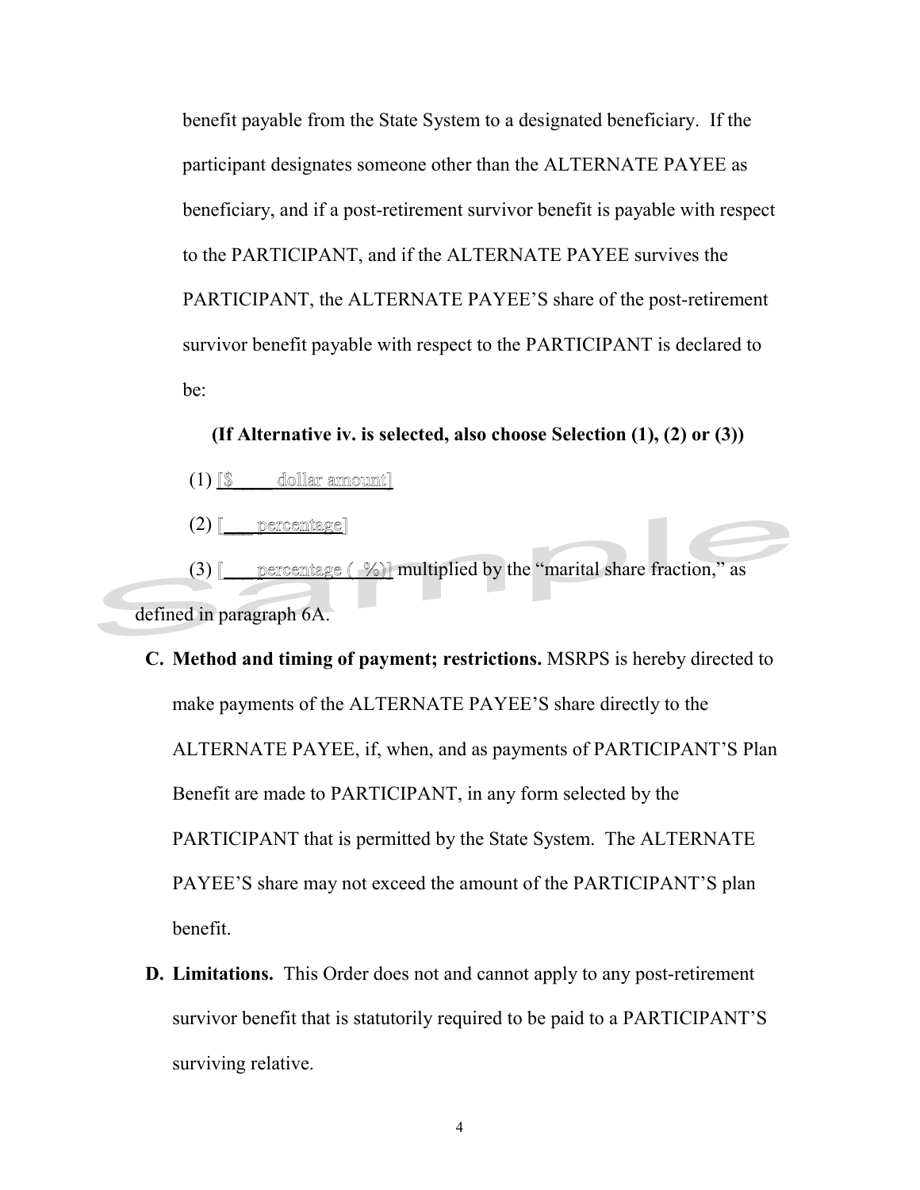benefit payable from the State System to a designated beneficiary. If the participant designates someone other than the ALTERNATE PAYEE as beneficiary, and if a post-retirement survivor benefit is payable with respect to the PARTICIPANT, and if the ALTERNATE PAYEE survives the PARTICIPANT, the ALTERNATE PAYEE'S share of the post-retirement survivor benefit payable with respect to the PARTICIPANT is declared to be:

**(If Alternative iv. is selected, also choose Selection (1), (2) or (3))**

(1) [$____ dollar amount]

(2) [___ percentage]

(3) [___ percentage ( %)] multiplied by the "marital share fraction," as defined in paragraph 6A.

**C. Method and timing of payment; restrictions.** MSRPS is hereby directed to make payments of the ALTERNATE PAYEE'S share directly to the ALTERNATE PAYEE, if, when, and as payments of PARTICIPANT'S Plan Benefit are made to PARTICIPANT, in any form selected by the PARTICIPANT that is permitted by the State System. The ALTERNATE PAYEE'S share may not exceed the amount of the PARTICIPANT'S plan benefit.

**D. Limitations.** This Order does not and cannot apply to any post-retirement survivor benefit that is statutorily required to be paid to a PARTICIPANT'S surviving relative.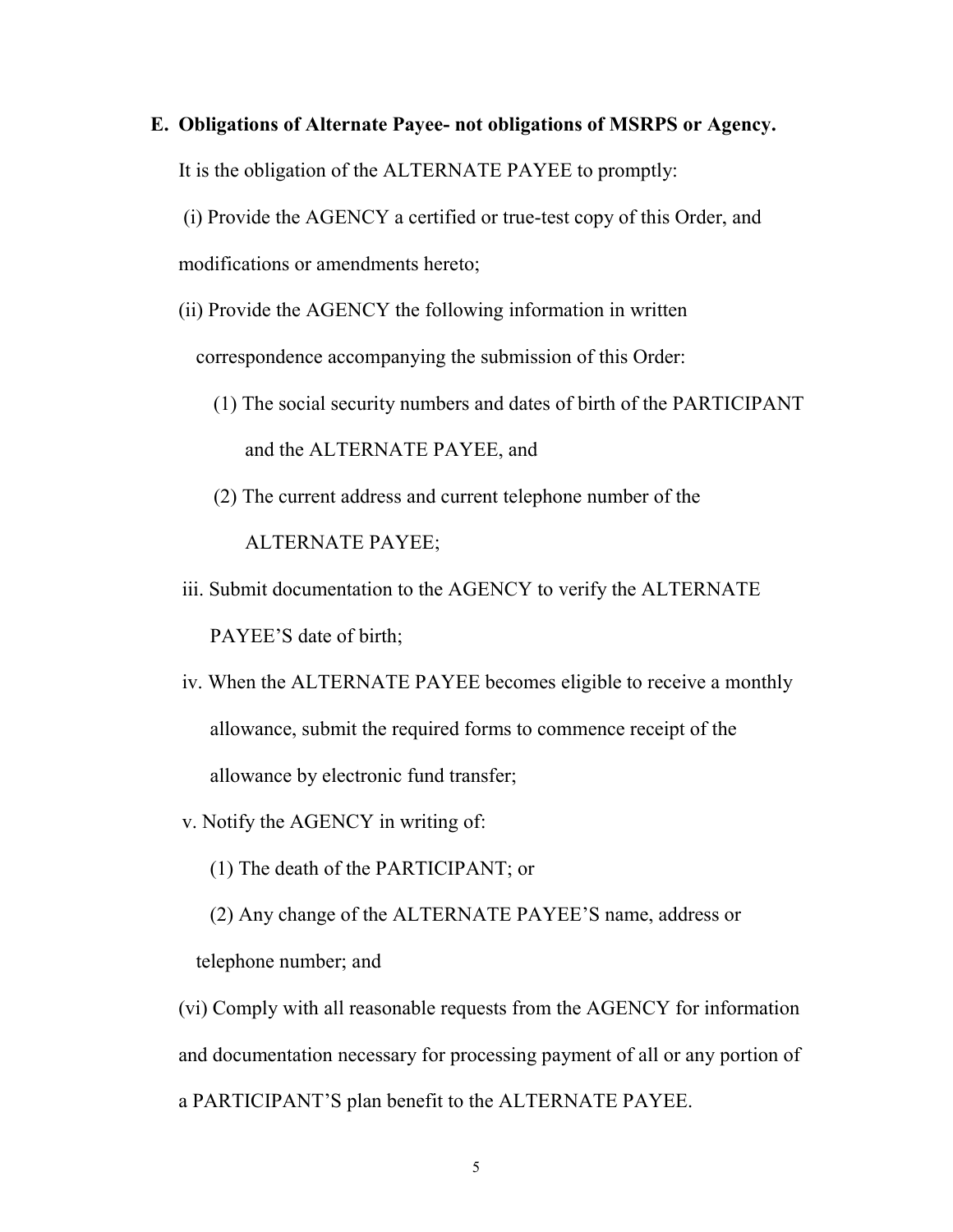**E. Obligations of Alternate Payee- not obligations of MSRPS or Agency.**

It is the obligation of the ALTERNATE PAYEE to promptly:

(i) Provide the AGENCY a certified or true-test copy of this Order, and modifications or amendments hereto;

(ii) Provide the AGENCY the following information in written correspondence accompanying the submission of this Order:

(1) The social security numbers and dates of birth of the PARTICIPANT and the ALTERNATE PAYEE, and

(2) The current address and current telephone number of the ALTERNATE PAYEE;

iii. Submit documentation to the AGENCY to verify the ALTERNATE PAYEE'S date of birth;

iv. When the ALTERNATE PAYEE becomes eligible to receive a monthly allowance, submit the required forms to commence receipt of the allowance by electronic fund transfer;

v. Notify the AGENCY in writing of:

(1) The death of the PARTICIPANT; or

(2) Any change of the ALTERNATE PAYEE'S name, address or telephone number; and

(vi) Comply with all reasonable requests from the AGENCY for information and documentation necessary for processing payment of all or any portion of a PARTICIPANT'S plan benefit to the ALTERNATE PAYEE.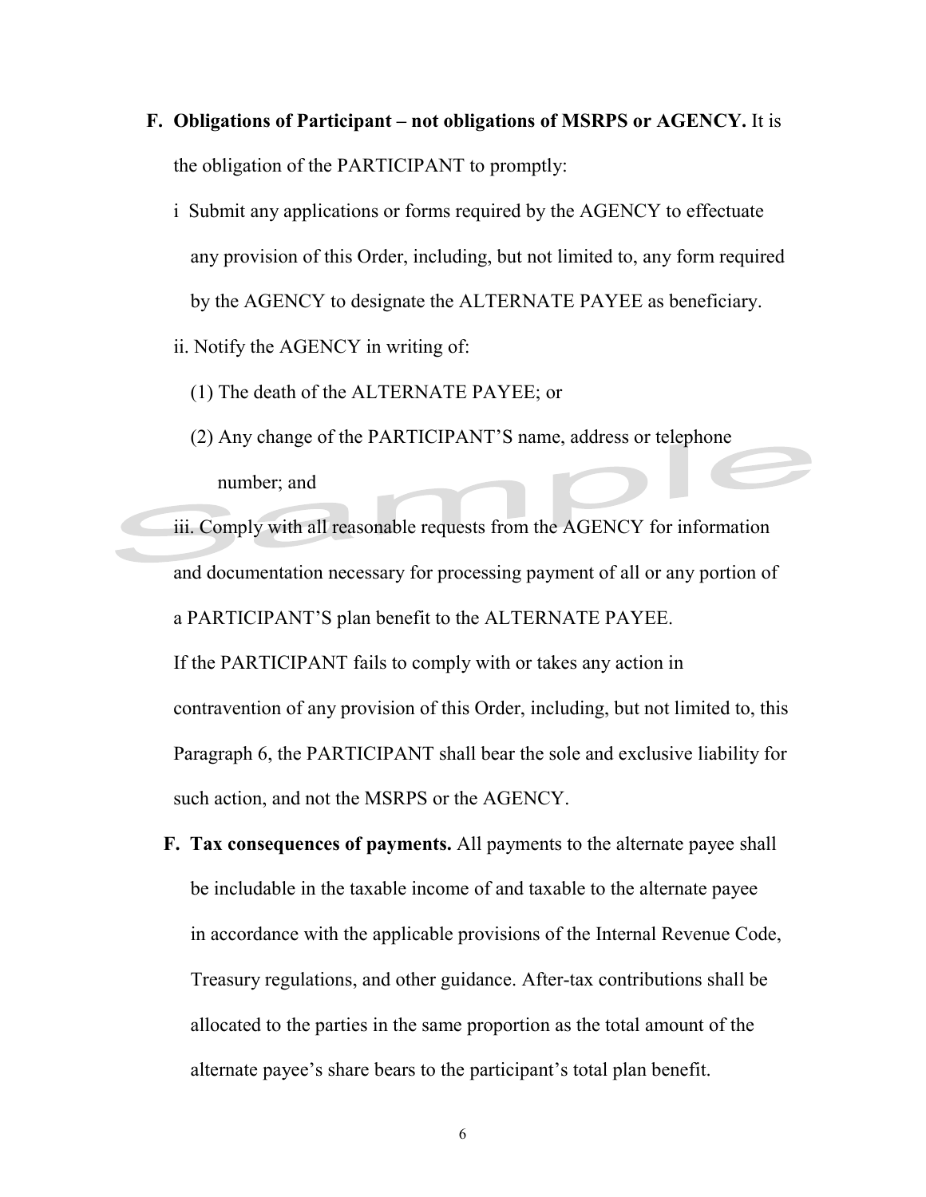**F. Obligations of Participant – not obligations of MSRPS or AGENCY.** It is the obligation of the PARTICIPANT to promptly:

i Submit any applications or forms required by the AGENCY to effectuate any provision of this Order, including, but not limited to, any form required by the AGENCY to designate the ALTERNATE PAYEE as beneficiary.

ii. Notify the AGENCY in writing of:

(1) The death of the ALTERNATE PAYEE; or

(2) Any change of the PARTICIPANT'S name, address or telephone number; and

iii. Comply with all reasonable requests from the AGENCY for information and documentation necessary for processing payment of all or any portion of a PARTICIPANT'S plan benefit to the ALTERNATE PAYEE.

If the PARTICIPANT fails to comply with or takes any action in contravention of any provision of this Order, including, but not limited to, this Paragraph 6, the PARTICIPANT shall bear the sole and exclusive liability for such action, and not the MSRPS or the AGENCY.

**F. Tax consequences of payments.** All payments to the alternate payee shall be includable in the taxable income of and taxable to the alternate payee in accordance with the applicable provisions of the Internal Revenue Code, Treasury regulations, and other guidance. After-tax contributions shall be allocated to the parties in the same proportion as the total amount of the alternate payee's share bears to the participant's total plan benefit.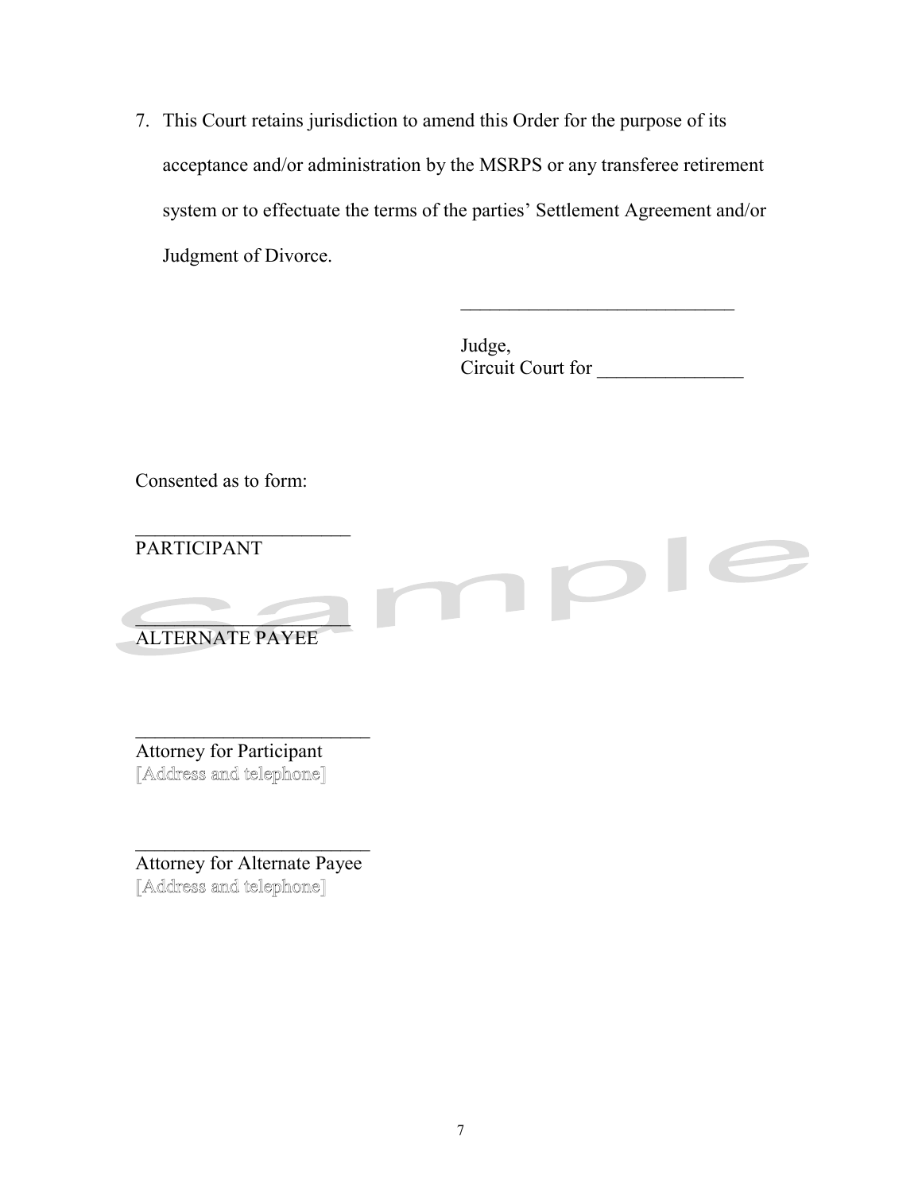7. This Court retains jurisdiction to amend this Order for the purpose of its acceptance and/or administration by the MSRPS or any transferee retirement system or to effectuate the terms of the parties' Settlement Agreement and/or Judgment of Divorce.

_____________________________

Judge,
Circuit Court for _______________

Consented as to form:

_______________________
PARTICIPANT

_______________________
ALTERNATE PAYEE

_________________________
Attorney for Participant
[Address and telephone]

_________________________
Attorney for Alternate Payee
[Address and telephone]